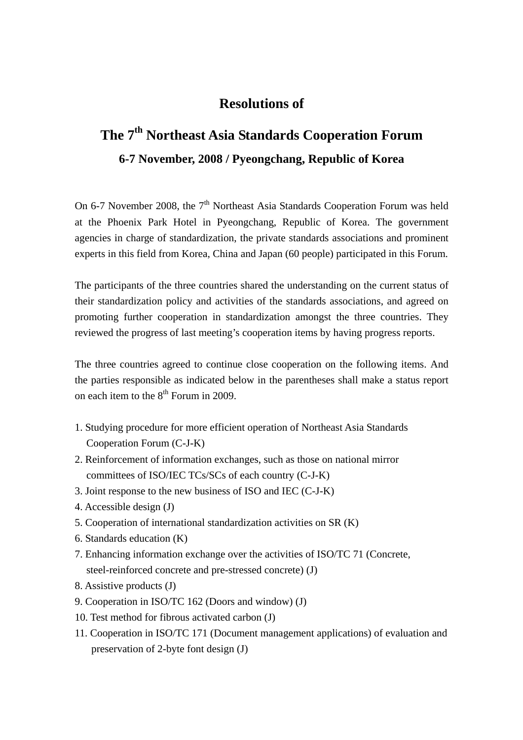# Resolutions of

# The 7th Northeast Asia Standards Cooperation Forum

### 6-7 November, 2008 / Pyeongchang, Republic of Korea

On 6-7 November 2008, the 7th Northeast Asia Standards Cooperation Forum was held at the Phoenix Park Hotel in Pyeongchang, Republic of Korea. The government agencies in charge of standardization, the private standards associations and prominent experts in this field from Korea, China and Japan (60 people) participated in this Forum.

The participants of the three countries shared the understanding on the current status of their standardization policy and activities of the standards associations, and agreed on promoting further cooperation in standardization amongst the three countries. They reviewed the progress of last meeting's cooperation items by having progress reports.

The three countries agreed to continue close cooperation on the following items. And the parties responsible as indicated below in the parentheses shall make a status report on each item to the 8th Forum in 2009.

1. Studying procedure for more efficient operation of Northeast Asia Standards Cooperation Forum (C-J-K)
2. Reinforcement of information exchanges, such as those on national mirror committees of ISO/IEC TCs/SCs of each country (C-J-K)
3. Joint response to the new business of ISO and IEC (C-J-K)
4. Accessible design (J)
5. Cooperation of international standardization activities on SR (K)
6. Standards education (K)
7. Enhancing information exchange over the activities of ISO/TC 71 (Concrete, steel-reinforced concrete and pre-stressed concrete) (J)
8. Assistive products (J)
9. Cooperation in ISO/TC 162 (Doors and window) (J)
10. Test method for fibrous activated carbon (J)
11. Cooperation in ISO/TC 171 (Document management applications) of evaluation and preservation of 2-byte font design (J)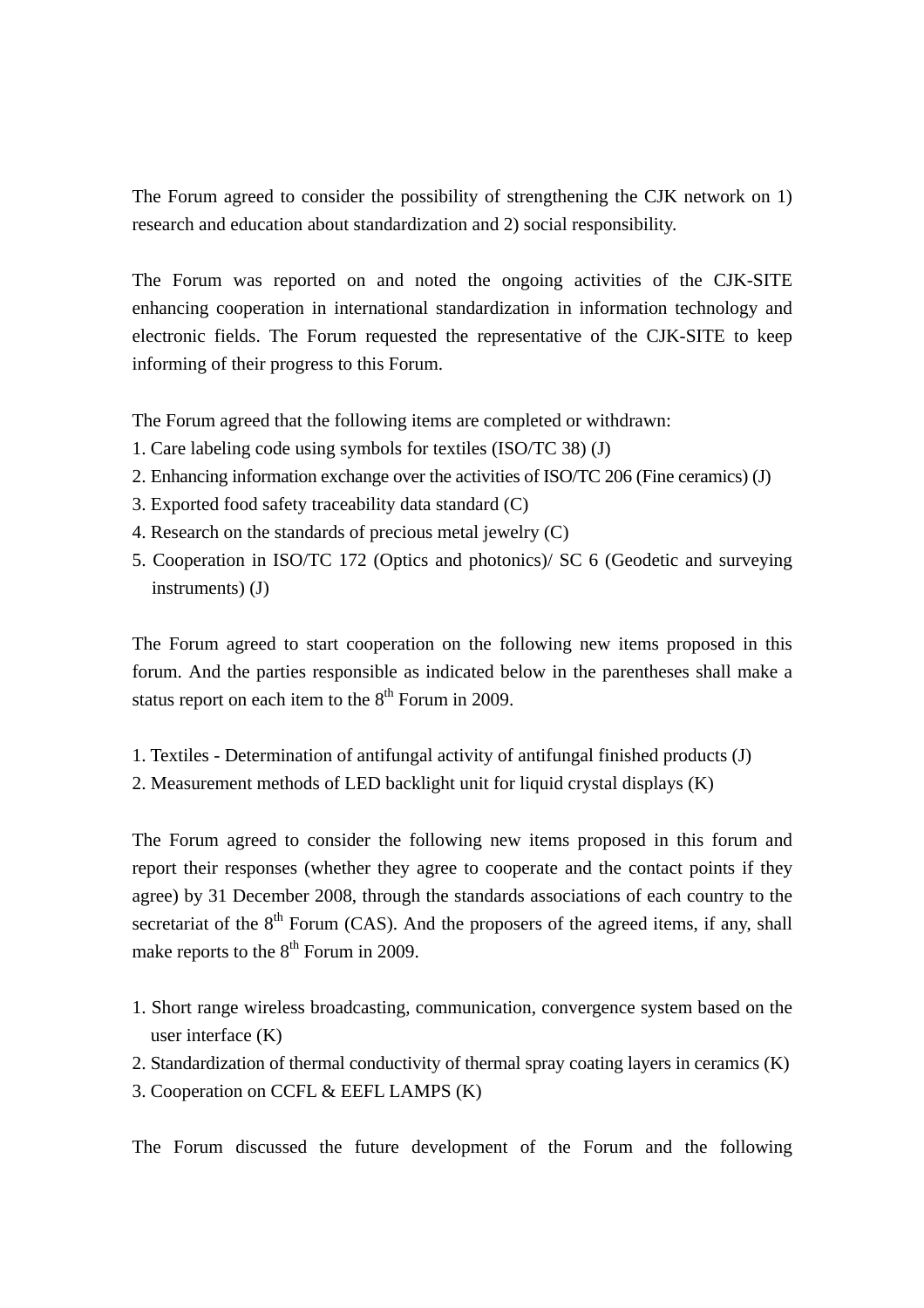The Forum agreed to consider the possibility of strengthening the CJK network on 1) research and education about standardization and 2) social responsibility.

The Forum was reported on and noted the ongoing activities of the CJK-SITE enhancing cooperation in international standardization in information technology and electronic fields. The Forum requested the representative of the CJK-SITE to keep informing of their progress to this Forum.

The Forum agreed that the following items are completed or withdrawn:

1. Care labeling code using symbols for textiles (ISO/TC 38) (J)
2. Enhancing information exchange over the activities of ISO/TC 206 (Fine ceramics) (J)
3. Exported food safety traceability data standard (C)
4. Research on the standards of precious metal jewelry (C)
5. Cooperation in ISO/TC 172 (Optics and photonics)/ SC 6 (Geodetic and surveying instruments) (J)

The Forum agreed to start cooperation on the following new items proposed in this forum. And the parties responsible as indicated below in the parentheses shall make a status report on each item to the 8th Forum in 2009.

1. Textiles - Determination of antifungal activity of antifungal finished products (J)
2. Measurement methods of LED backlight unit for liquid crystal displays (K)

The Forum agreed to consider the following new items proposed in this forum and report their responses (whether they agree to cooperate and the contact points if they agree) by 31 December 2008, through the standards associations of each country to the secretariat of the 8th Forum (CAS). And the proposers of the agreed items, if any, shall make reports to the 8th Forum in 2009.

1. Short range wireless broadcasting, communication, convergence system based on the user interface (K)
2. Standardization of thermal conductivity of thermal spray coating layers in ceramics (K)
3. Cooperation on CCFL & EEFL LAMPS (K)

The Forum discussed the future development of the Forum and the following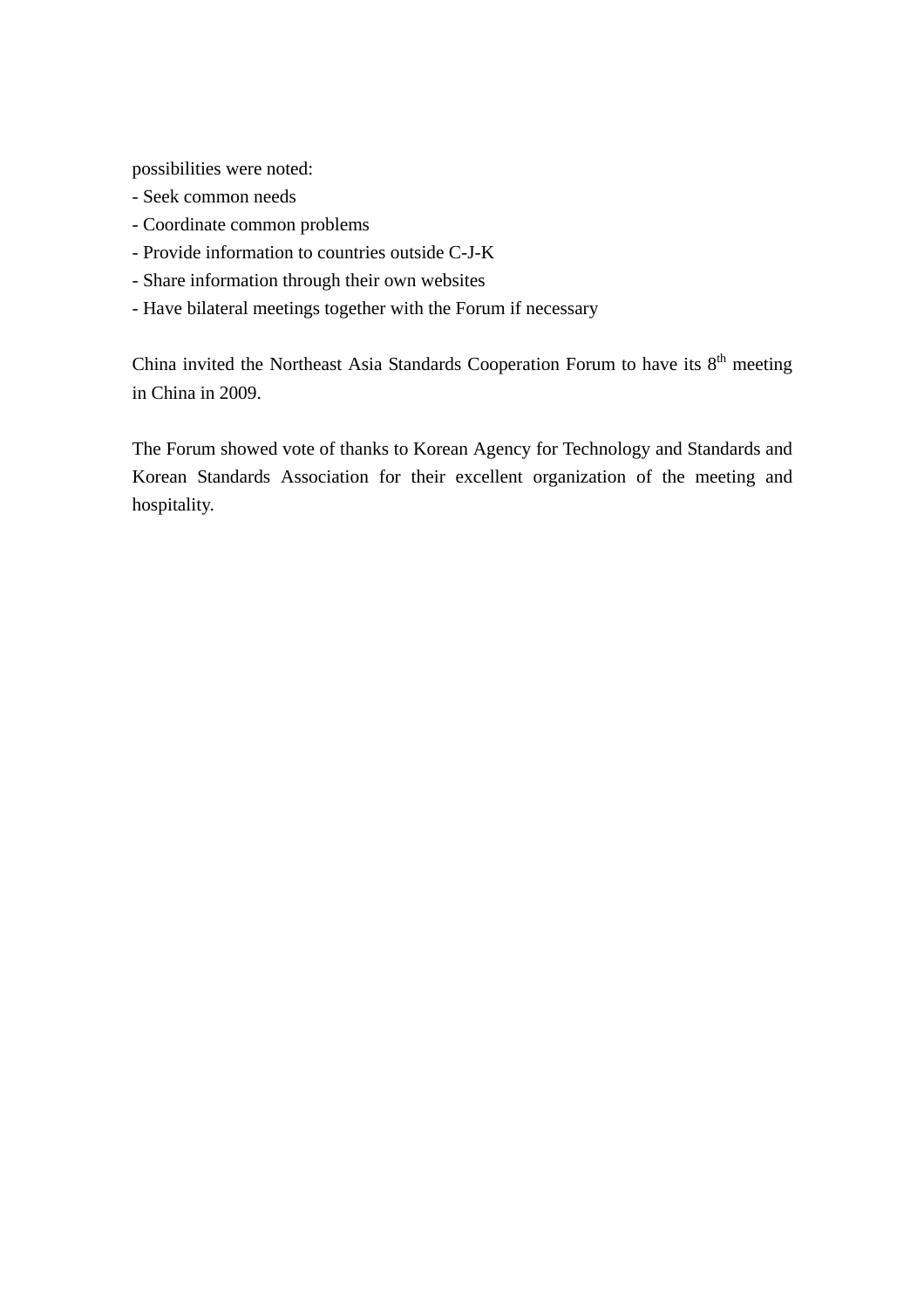possibilities were noted:

- Seek common needs
- Coordinate common problems
- Provide information to countries outside C-J-K
- Share information through their own websites
- Have bilateral meetings together with the Forum if necessary

China invited the Northeast Asia Standards Cooperation Forum to have its 8th meeting in China in 2009.

The Forum showed vote of thanks to Korean Agency for Technology and Standards and Korean Standards Association for their excellent organization of the meeting and hospitality.